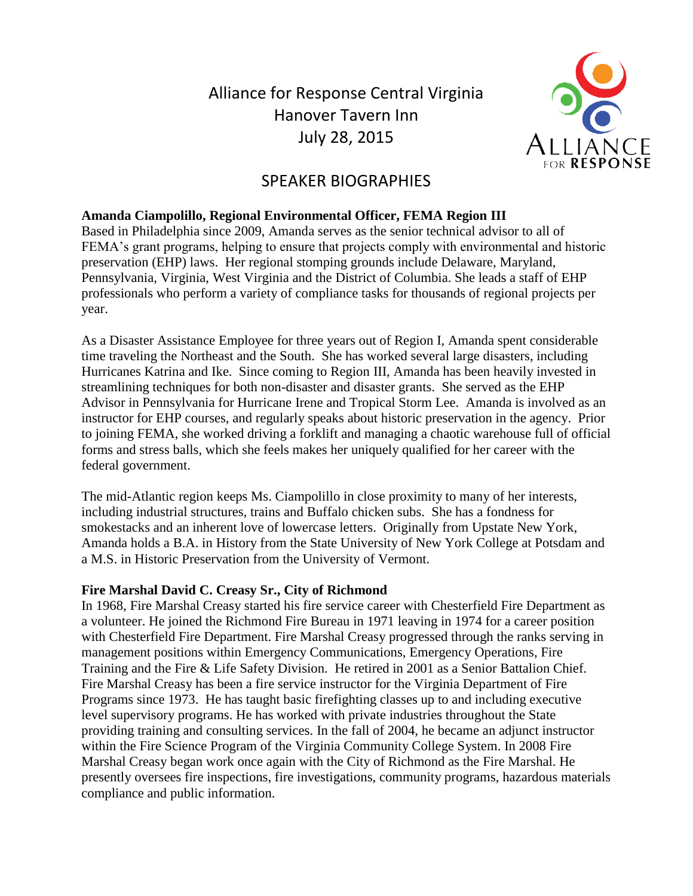# Alliance for Response Central Virginia
## Hanover Tavern Inn
## July 28, 2015

## SPEAKER BIOGRAPHIES

**Amanda Ciampolillo, Regional Environmental Officer, FEMA Region III**

Based in Philadelphia since 2009, Amanda serves as the senior technical advisor to all of FEMA's grant programs, helping to ensure that projects comply with environmental and historic preservation (EHP) laws. Her regional stomping grounds include Delaware, Maryland, Pennsylvania, Virginia, West Virginia and the District of Columbia. She leads a staff of EHP professionals who perform a variety of compliance tasks for thousands of regional projects per year.

As a Disaster Assistance Employee for three years out of Region I, Amanda spent considerable time traveling the Northeast and the South. She has worked several large disasters, including Hurricanes Katrina and Ike. Since coming to Region III, Amanda has been heavily invested in streamlining techniques for both non-disaster and disaster grants. She served as the EHP Advisor in Pennsylvania for Hurricane Irene and Tropical Storm Lee. Amanda is involved as an instructor for EHP courses, and regularly speaks about historic preservation in the agency. Prior to joining FEMA, she worked driving a forklift and managing a chaotic warehouse full of official forms and stress balls, which she feels makes her uniquely qualified for her career with the federal government.

The mid-Atlantic region keeps Ms. Ciampolillo in close proximity to many of her interests, including industrial structures, trains and Buffalo chicken subs. She has a fondness for smokestacks and an inherent love of lowercase letters. Originally from Upstate New York, Amanda holds a B.A. in History from the State University of New York College at Potsdam and a M.S. in Historic Preservation from the University of Vermont.

**Fire Marshal David C. Creasy Sr., City of Richmond**

In 1968, Fire Marshal Creasy started his fire service career with Chesterfield Fire Department as a volunteer. He joined the Richmond Fire Bureau in 1971 leaving in 1974 for a career position with Chesterfield Fire Department. Fire Marshal Creasy progressed through the ranks serving in management positions within Emergency Communications, Emergency Operations, Fire Training and the Fire & Life Safety Division. He retired in 2001 as a Senior Battalion Chief. Fire Marshal Creasy has been a fire service instructor for the Virginia Department of Fire Programs since 1973. He has taught basic firefighting classes up to and including executive level supervisory programs. He has worked with private industries throughout the State providing training and consulting services. In the fall of 2004, he became an adjunct instructor within the Fire Science Program of the Virginia Community College System. In 2008 Fire Marshal Creasy began work once again with the City of Richmond as the Fire Marshal. He presently oversees fire inspections, fire investigations, community programs, hazardous materials compliance and public information.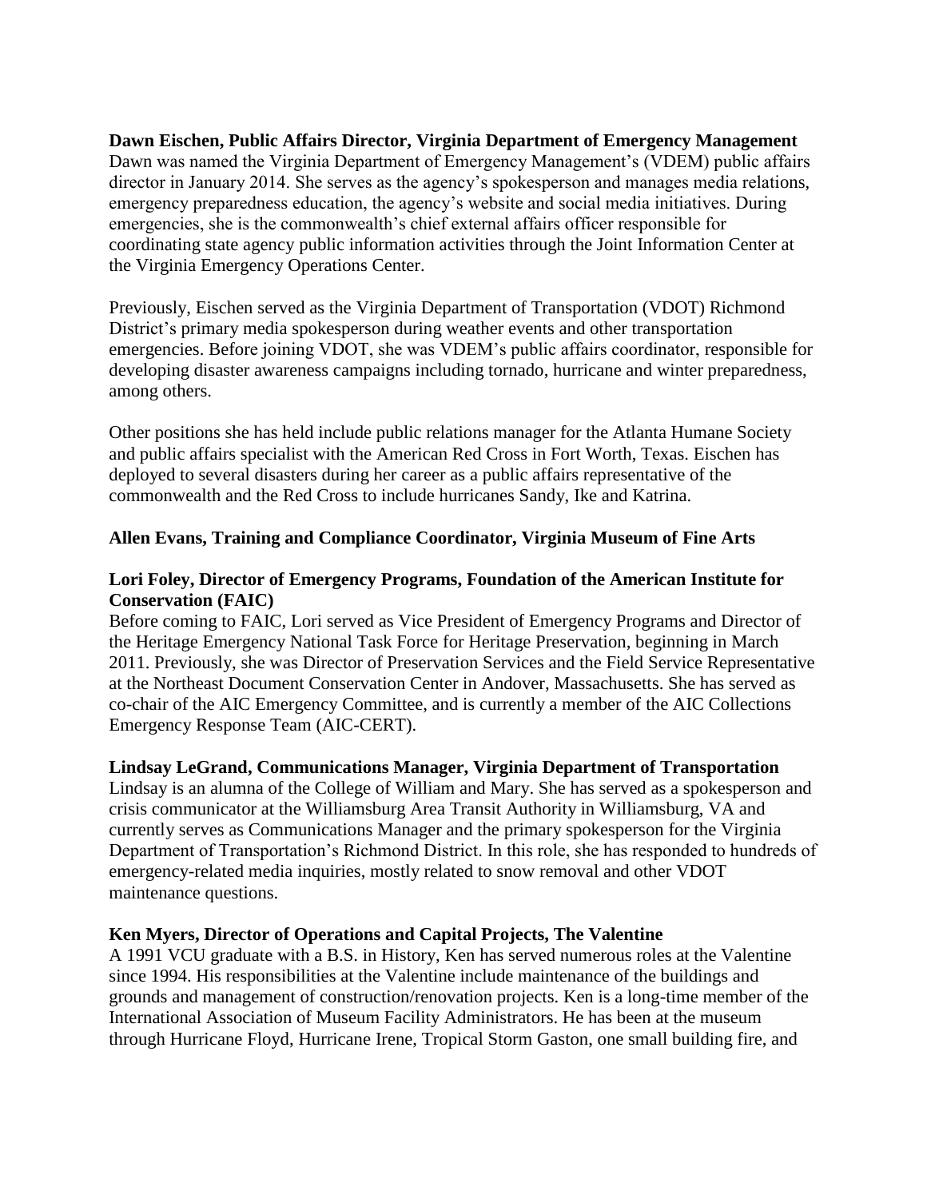**Dawn Eischen, Public Affairs Director, Virginia Department of Emergency Management**
Dawn was named the Virginia Department of Emergency Management's (VDEM) public affairs director in January 2014. She serves as the agency's spokesperson and manages media relations, emergency preparedness education, the agency's website and social media initiatives. During emergencies, she is the commonwealth's chief external affairs officer responsible for coordinating state agency public information activities through the Joint Information Center at the Virginia Emergency Operations Center.

Previously, Eischen served as the Virginia Department of Transportation (VDOT) Richmond District's primary media spokesperson during weather events and other transportation emergencies. Before joining VDOT, she was VDEM's public affairs coordinator, responsible for developing disaster awareness campaigns including tornado, hurricane and winter preparedness, among others.

Other positions she has held include public relations manager for the Atlanta Humane Society and public affairs specialist with the American Red Cross in Fort Worth, Texas. Eischen has deployed to several disasters during her career as a public affairs representative of the commonwealth and the Red Cross to include hurricanes Sandy, Ike and Katrina.

**Allen Evans, Training and Compliance Coordinator, Virginia Museum of Fine Arts**

**Lori Foley, Director of Emergency Programs, Foundation of the American Institute for Conservation (FAIC)**
Before coming to FAIC, Lori served as Vice President of Emergency Programs and Director of the Heritage Emergency National Task Force for Heritage Preservation, beginning in March 2011. Previously, she was Director of Preservation Services and the Field Service Representative at the Northeast Document Conservation Center in Andover, Massachusetts. She has served as co-chair of the AIC Emergency Committee, and is currently a member of the AIC Collections Emergency Response Team (AIC-CERT).

**Lindsay LeGrand, Communications Manager, Virginia Department of Transportation**
Lindsay is an alumna of the College of William and Mary. She has served as a spokesperson and crisis communicator at the Williamsburg Area Transit Authority in Williamsburg, VA and currently serves as Communications Manager and the primary spokesperson for the Virginia Department of Transportation's Richmond District. In this role, she has responded to hundreds of emergency-related media inquiries, mostly related to snow removal and other VDOT maintenance questions.

**Ken Myers, Director of Operations and Capital Projects, The Valentine**
A 1991 VCU graduate with a B.S. in History, Ken has served numerous roles at the Valentine since 1994. His responsibilities at the Valentine include maintenance of the buildings and grounds and management of construction/renovation projects. Ken is a long-time member of the International Association of Museum Facility Administrators. He has been at the museum through Hurricane Floyd, Hurricane Irene, Tropical Storm Gaston, one small building fire, and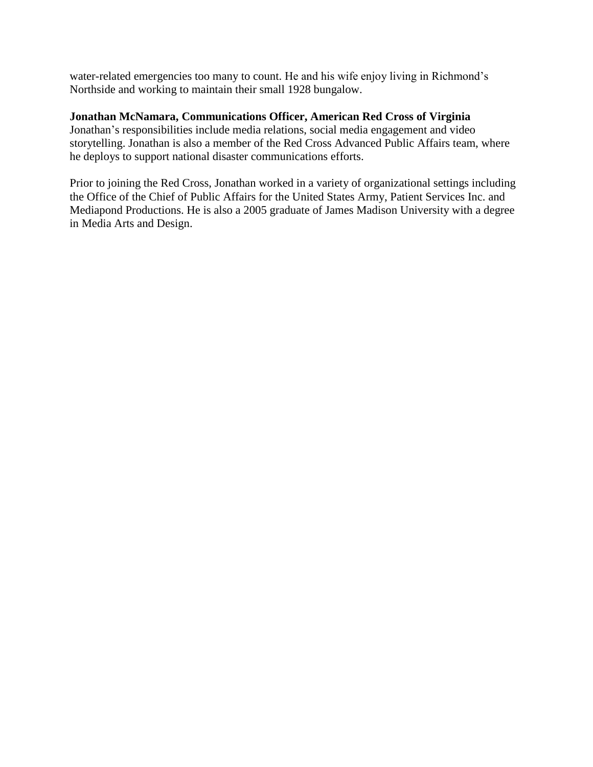water-related emergencies too many to count. He and his wife enjoy living in Richmond's Northside and working to maintain their small 1928 bungalow.

**Jonathan McNamara, Communications Officer, American Red Cross of Virginia**
Jonathan's responsibilities include media relations, social media engagement and video storytelling. Jonathan is also a member of the Red Cross Advanced Public Affairs team, where he deploys to support national disaster communications efforts.

Prior to joining the Red Cross, Jonathan worked in a variety of organizational settings including the Office of the Chief of Public Affairs for the United States Army, Patient Services Inc. and Mediapond Productions. He is also a 2005 graduate of James Madison University with a degree in Media Arts and Design.